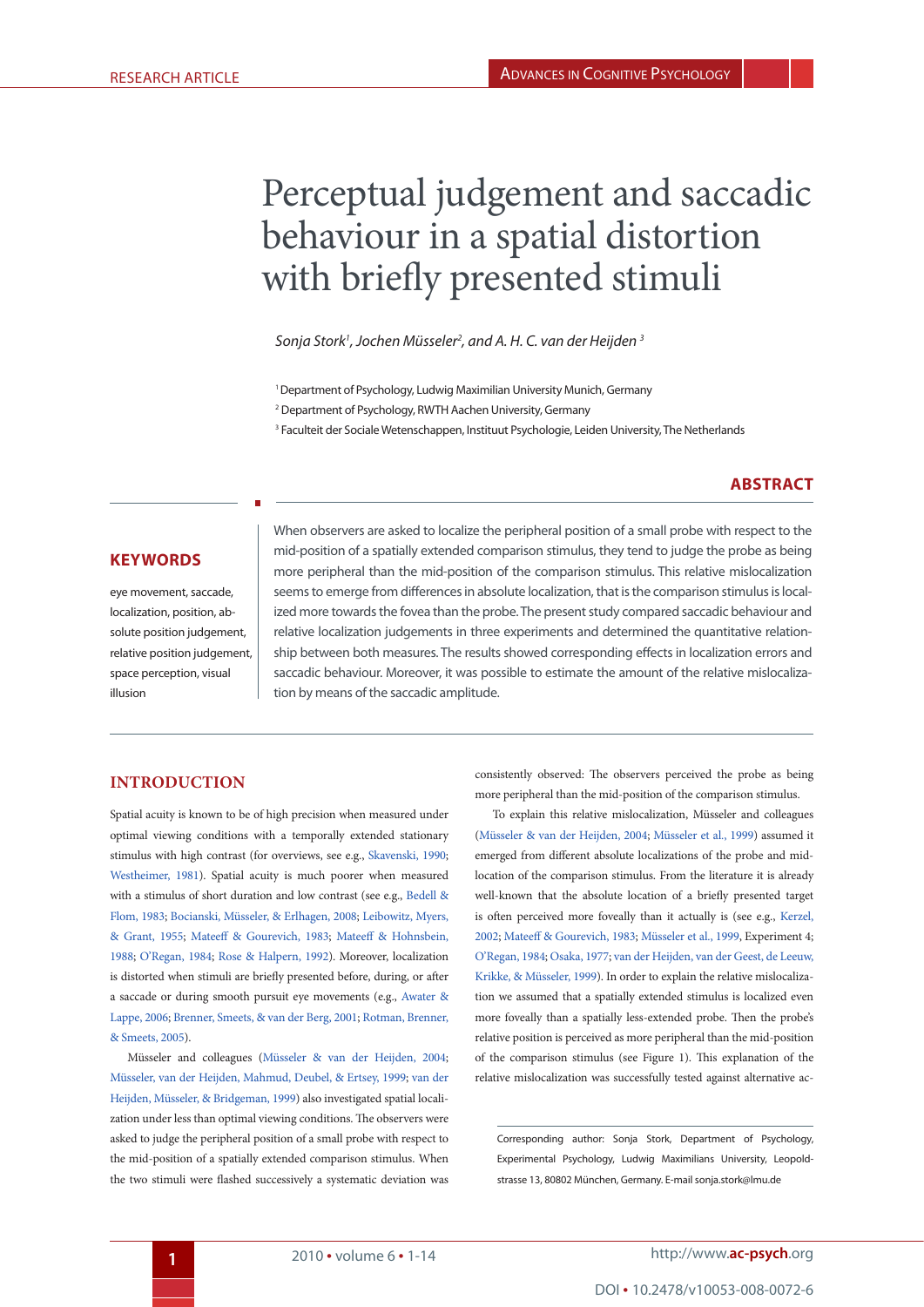RESEARCH ARTICLE

# Perceptual judgement and saccadic behaviour in a spatial distortion with briefly presented stimuli

*Sonja Stork[1], Jochen Müsseler[2], and A. H. C. van der Heijden [3]*

[1] Department of Psychology, Ludwig Maximilian University Munich, Germany

[2] Department of Psychology, RWTH Aachen University, Germany

[3] Faculteit der Sociale Wetenschappen, Instituut Psychologie, Leiden University, The Netherlands

## ABSTRACT

When observers are asked to localize the peripheral position of a small probe with respect to the mid-position of a spatially extended comparison stimulus, they tend to judge the probe as being more peripheral than the mid-position of the comparison stimulus. This relative mislocalization seems to emerge from differences in absolute localization, that is the comparison stimulus is localized more towards the fovea than the probe. The present study compared saccadic behaviour and relative localization judgements in three experiments and determined the quantitative relationship between both measures. The results showed corresponding effects in localization errors and saccadic behaviour. Moreover, it was possible to estimate the amount of the relative mislocalization by means of the saccadic amplitude.

## KEYWORDS

eye movement, saccade, localization, position, absolute position judgement, relative position judgement, space perception, visual illusion

## INTRODUCTION

Spatial acuity is known to be of high precision when measured under optimal viewing conditions with a temporally extended stationary stimulus with high contrast (for overviews, see e.g., Skavenski, 1990; Westheimer, 1981). Spatial acuity is much poorer when measured with a stimulus of short duration and low contrast (see e.g., Bedell & Flom, 1983; Bocianski, Müsseler, & Erlhagen, 2008; Leibowitz, Myers, & Grant, 1955; Mateeff & Gourevich, 1983; Mateeff & Hohnsbein, 1988; O'Regan, 1984; Rose & Halpern, 1992). Moreover, localization is distorted when stimuli are briefly presented before, during, or after a saccade or during smooth pursuit eye movements (e.g., Awater & Lappe, 2006; Brenner, Smeets, & van der Berg, 2001; Rotman, Brenner, & Smeets, 2005).

Müsseler and colleagues (Müsseler & van der Heijden, 2004; Müsseler, van der Heijden, Mahmud, Deubel, & Ertsey, 1999; van der Heijden, Müsseler, & Bridgeman, 1999) also investigated spatial localization under less than optimal viewing conditions. The observers were asked to judge the peripheral position of a small probe with respect to the mid-position of a spatially extended comparison stimulus. When the two stimuli were flashed successively a systematic deviation was consistently observed: The observers perceived the probe as being more peripheral than the mid-position of the comparison stimulus.

To explain this relative mislocalization, Müsseler and colleagues (Müsseler & van der Heijden, 2004; Müsseler et al., 1999) assumed it emerged from different absolute localizations of the probe and mid-location of the comparison stimulus. From the literature it is already well-known that the absolute location of a briefly presented target is often perceived more foveally than it actually is (see e.g., Kerzel, 2002; Mateeff & Gourevich, 1983; Müsseler et al., 1999, Experiment 4; O'Regan, 1984; Osaka, 1977; van der Heijden, van der Geest, de Leeuw, Krikke, & Müsseler, 1999). In order to explain the relative mislocalization we assumed that a spatially extended stimulus is localized even more foveally than a spatially less-extended probe. Then the probe's relative position is perceived as more peripheral than the mid-position of the comparison stimulus (see Figure 1). This explanation of the relative mislocalization was successfully tested against alternative ac-

Corresponding author: Sonja Stork, Department of Psychology, Experimental Psychology, Ludwig Maximilians University, Leopoldstrasse 13, 80802 München, Germany. E-mail sonja.stork@lmu.de

DOI • 10.2478/v10053-008-0072-6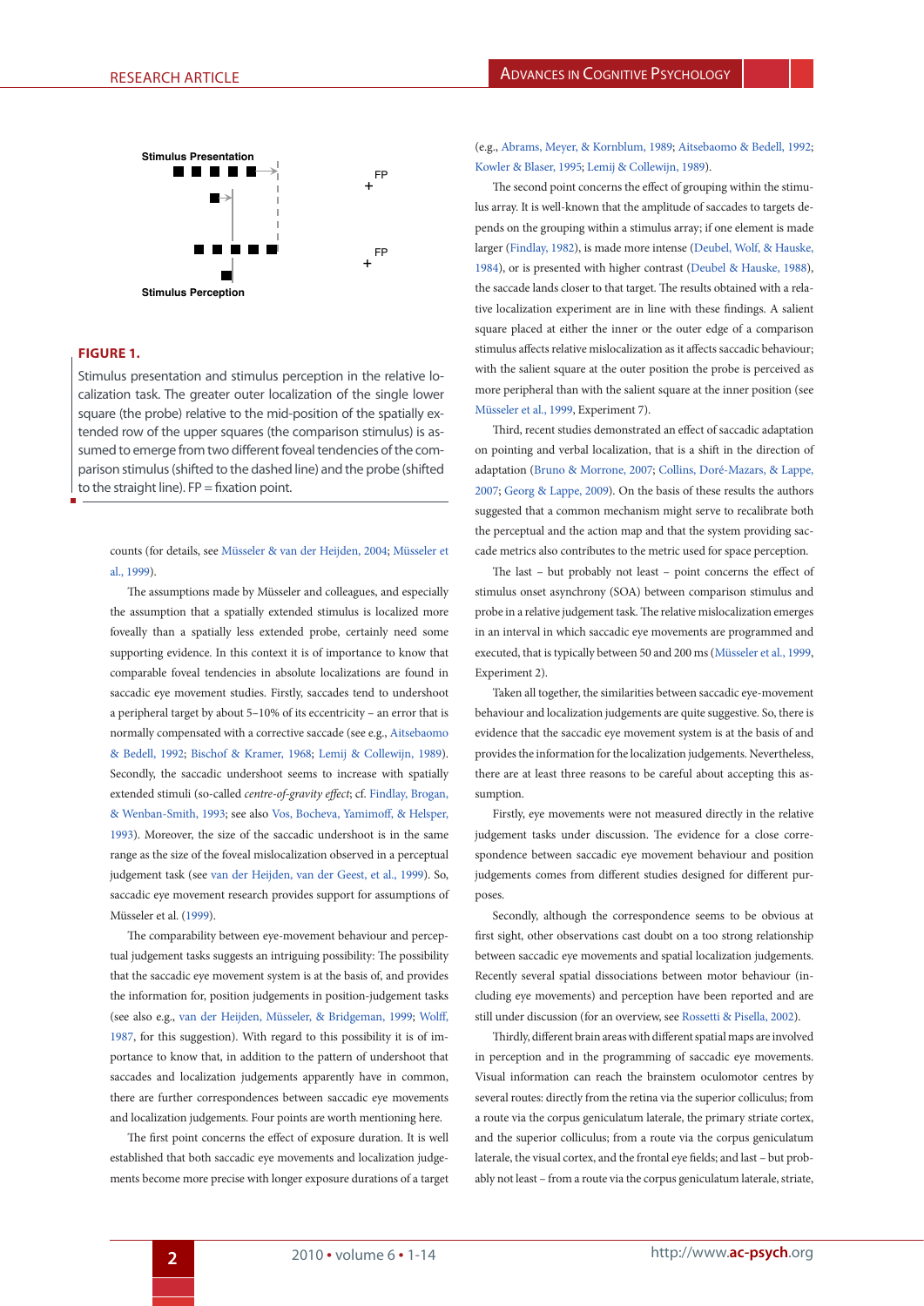**FIGURE 1.**

Stimulus presentation and stimulus perception in the relative localization task. The greater outer localization of the single lower square (the probe) relative to the mid-position of the spatially extended row of the upper squares (the comparison stimulus) is assumed to emerge from two different foveal tendencies of the comparison stimulus (shifted to the dashed line) and the probe (shifted to the straight line). FP = fixation point.

counts (for details, see Müsseler & van der Heijden, 2004; Müsseler et al., 1999).

The assumptions made by Müsseler and colleagues, and especially the assumption that a spatially extended stimulus is localized more foveally than a spatially less extended probe, certainly need some supporting evidence. In this context it is of importance to know that comparable foveal tendencies in absolute localizations are found in saccadic eye movement studies. Firstly, saccades tend to undershoot a peripheral target by about 5–10% of its eccentricity – an error that is normally compensated with a corrective saccade (see e.g., Aitsebaomo & Bedell, 1992; Bischof & Kramer, 1968; Lemij & Collewijn, 1989). Secondly, the saccadic undershoot seems to increase with spatially extended stimuli (so-called *centre-of-gravity effect*; cf. Findlay, Brogan, & Wenban-Smith, 1993; see also Vos, Bocheva, Yamimoff, & Helsper, 1993). Moreover, the size of the saccadic undershoot is in the same range as the size of the foveal mislocalization observed in a perceptual judgement task (see van der Heijden, van der Geest, et al., 1999). So, saccadic eye movement research provides support for assumptions of Müsseler et al. (1999).

The comparability between eye-movement behaviour and perceptual judgement tasks suggests an intriguing possibility: The possibility that the saccadic eye movement system is at the basis of, and provides the information for, position judgements in position-judgement tasks (see also e.g., van der Heijden, Müsseler, & Bridgeman, 1999; Wolff, 1987, for this suggestion). With regard to this possibility it is of importance to know that, in addition to the pattern of undershoot that saccades and localization judgements apparently have in common, there are further correspondences between saccadic eye movements and localization judgements. Four points are worth mentioning here.

The first point concerns the effect of exposure duration. It is well established that both saccadic eye movements and localization judgements become more precise with longer exposure durations of a target (e.g., Abrams, Meyer, & Kornblum, 1989; Aitsebaomo & Bedell, 1992; Kowler & Blaser, 1995; Lemij & Collewijn, 1989).

The second point concerns the effect of grouping within the stimulus array. It is well-known that the amplitude of saccades to targets depends on the grouping within a stimulus array; if one element is made larger (Findlay, 1982), is made more intense (Deubel, Wolf, & Hauske, 1984), or is presented with higher contrast (Deubel & Hauske, 1988), the saccade lands closer to that target. The results obtained with a relative localization experiment are in line with these findings. A salient square placed at either the inner or the outer edge of a comparison stimulus affects relative mislocalization as it affects saccadic behaviour; with the salient square at the outer position the probe is perceived as more peripheral than with the salient square at the inner position (see Müsseler et al., 1999, Experiment 7).

Third, recent studies demonstrated an effect of saccadic adaptation on pointing and verbal localization, that is a shift in the direction of adaptation (Bruno & Morrone, 2007; Collins, Doré-Mazars, & Lappe, 2007; Georg & Lappe, 2009). On the basis of these results the authors suggested that a common mechanism might serve to recalibrate both the perceptual and the action map and that the system providing saccade metrics also contributes to the metric used for space perception.

The last – but probably not least – point concerns the effect of stimulus onset asynchrony (SOA) between comparison stimulus and probe in a relative judgement task. The relative mislocalization emerges in an interval in which saccadic eye movements are programmed and executed, that is typically between 50 and 200 ms (Müsseler et al., 1999, Experiment 2).

Taken all together, the similarities between saccadic eye-movement behaviour and localization judgements are quite suggestive. So, there is evidence that the saccadic eye movement system is at the basis of and provides the information for the localization judgements. Nevertheless, there are at least three reasons to be careful about accepting this assumption.

Firstly, eye movements were not measured directly in the relative judgement tasks under discussion. The evidence for a close correspondence between saccadic eye movement behaviour and position judgements comes from different studies designed for different purposes.

Secondly, although the correspondence seems to be obvious at first sight, other observations cast doubt on a too strong relationship between saccadic eye movements and spatial localization judgements. Recently several spatial dissociations between motor behaviour (including eye movements) and perception have been reported and are still under discussion (for an overview, see Rossetti & Pisella, 2002).

Thirdly, different brain areas with different spatial maps are involved in perception and in the programming of saccadic eye movements. Visual information can reach the brainstem oculomotor centres by several routes: directly from the retina via the superior colliculus; from a route via the corpus geniculatum laterale, the primary striate cortex, and the superior colliculus; from a route via the corpus geniculatum laterale, the visual cortex, and the frontal eye fields; and last – but probably not least – from a route via the corpus geniculatum laterale, striate,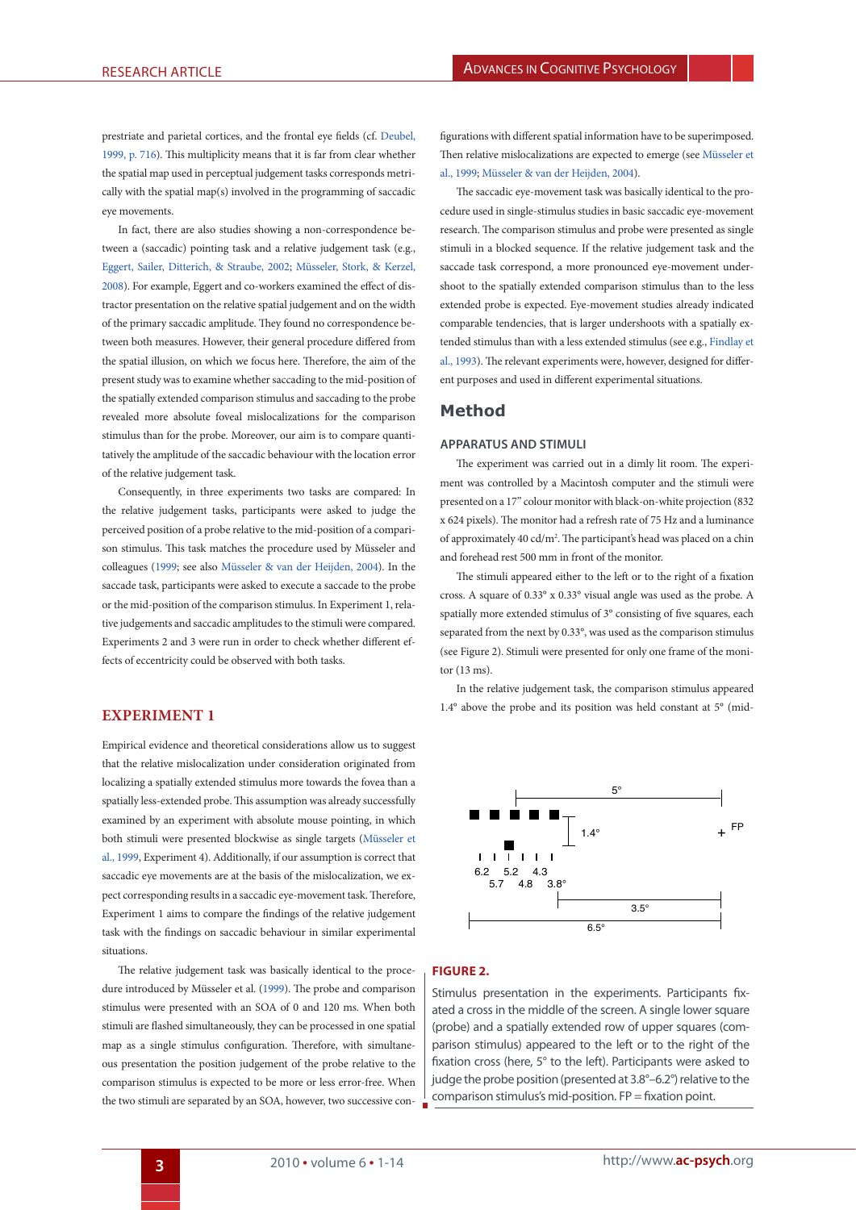prestriate and parietal cortices, and the frontal eye fields (cf. Deubel, 1999, p. 716). This multiplicity means that it is far from clear whether the spatial map used in perceptual judgement tasks corresponds metrically with the spatial map(s) involved in the programming of saccadic eye movements.

In fact, there are also studies showing a non-correspondence between a (saccadic) pointing task and a relative judgement task (e.g., Eggert, Sailer, Ditterich, & Straube, 2002; Müsseler, Stork, & Kerzel, 2008). For example, Eggert and co-workers examined the effect of distractor presentation on the relative spatial judgement and on the width of the primary saccadic amplitude. They found no correspondence between both measures. However, their general procedure differed from the spatial illusion, on which we focus here. Therefore, the aim of the present study was to examine whether saccading to the mid-position of the spatially extended comparison stimulus and saccading to the probe revealed more absolute foveal mislocalizations for the comparison stimulus than for the probe. Moreover, our aim is to compare quantitatively the amplitude of the saccadic behaviour with the location error of the relative judgement task.

Consequently, in three experiments two tasks are compared: In the relative judgement tasks, participants were asked to judge the perceived position of a probe relative to the mid-position of a comparison stimulus. This task matches the procedure used by Müsseler and colleagues (1999; see also Müsseler & van der Heijden, 2004). In the saccade task, participants were asked to execute a saccade to the probe or the mid-position of the comparison stimulus. In Experiment 1, relative judgements and saccadic amplitudes to the stimuli were compared. Experiments 2 and 3 were run in order to check whether different effects of eccentricity could be observed with both tasks.

## EXPERIMENT 1

Empirical evidence and theoretical considerations allow us to suggest that the relative mislocalization under consideration originated from localizing a spatially extended stimulus more towards the fovea than a spatially less-extended probe. This assumption was already successfully examined by an experiment with absolute mouse pointing, in which both stimuli were presented blockwise as single targets (Müsseler et al., 1999, Experiment 4). Additionally, if our assumption is correct that saccadic eye movements are at the basis of the mislocalization, we expect corresponding results in a saccadic eye-movement task. Therefore, Experiment 1 aims to compare the findings of the relative judgement task with the findings on saccadic behaviour in similar experimental situations.

The relative judgement task was basically identical to the procedure introduced by Müsseler et al. (1999). The probe and comparison stimulus were presented with an SOA of 0 and 120 ms. When both stimuli are flashed simultaneously, they can be processed in one spatial map as a single stimulus configuration. Therefore, with simultaneous presentation the position judgement of the probe relative to the comparison stimulus is expected to be more or less error-free. When the two stimuli are separated by an SOA, however, two successive configurations with different spatial information have to be superimposed. Then relative mislocalizations are expected to emerge (see Müsseler et al., 1999; Müsseler & van der Heijden, 2004).

The saccadic eye-movement task was basically identical to the procedure used in single-stimulus studies in basic saccadic eye-movement research. The comparison stimulus and probe were presented as single stimuli in a blocked sequence. If the relative judgement task and the saccade task correspond, a more pronounced eye-movement undershoot to the spatially extended comparison stimulus than to the less extended probe is expected. Eye-movement studies already indicated comparable tendencies, that is larger undershoots with a spatially extended stimulus than with a less extended stimulus (see e.g., Findlay et al., 1993). The relevant experiments were, however, designed for different purposes and used in different experimental situations.

## Method

### APPARATUS AND STIMULI

The experiment was carried out in a dimly lit room. The experiment was controlled by a Macintosh computer and the stimuli were presented on a 17" colour monitor with black-on-white projection (832 x 624 pixels). The monitor had a refresh rate of 75 Hz and a luminance of approximately 40 cd/m². The participant's head was placed on a chin and forehead rest 500 mm in front of the monitor.

The stimuli appeared either to the left or to the right of a fixation cross. A square of 0.33° x 0.33° visual angle was used as the probe. A spatially more extended stimulus of 3° consisting of five squares, each separated from the next by 0.33°, was used as the comparison stimulus (see Figure 2). Stimuli were presented for only one frame of the monitor (13 ms).

In the relative judgement task, the comparison stimulus appeared 1.4° above the probe and its position was held constant at 5° (mid-

**FIGURE 2.**

Stimulus presentation in the experiments. Participants fixated a cross in the middle of the screen. A single lower square (probe) and a spatially extended row of upper squares (comparison stimulus) appeared to the left or to the right of the fixation cross (here, 5° to the left). Participants were asked to judge the probe position (presented at 3.8°–6.2°) relative to the comparison stimulus's mid-position. FP = fixation point.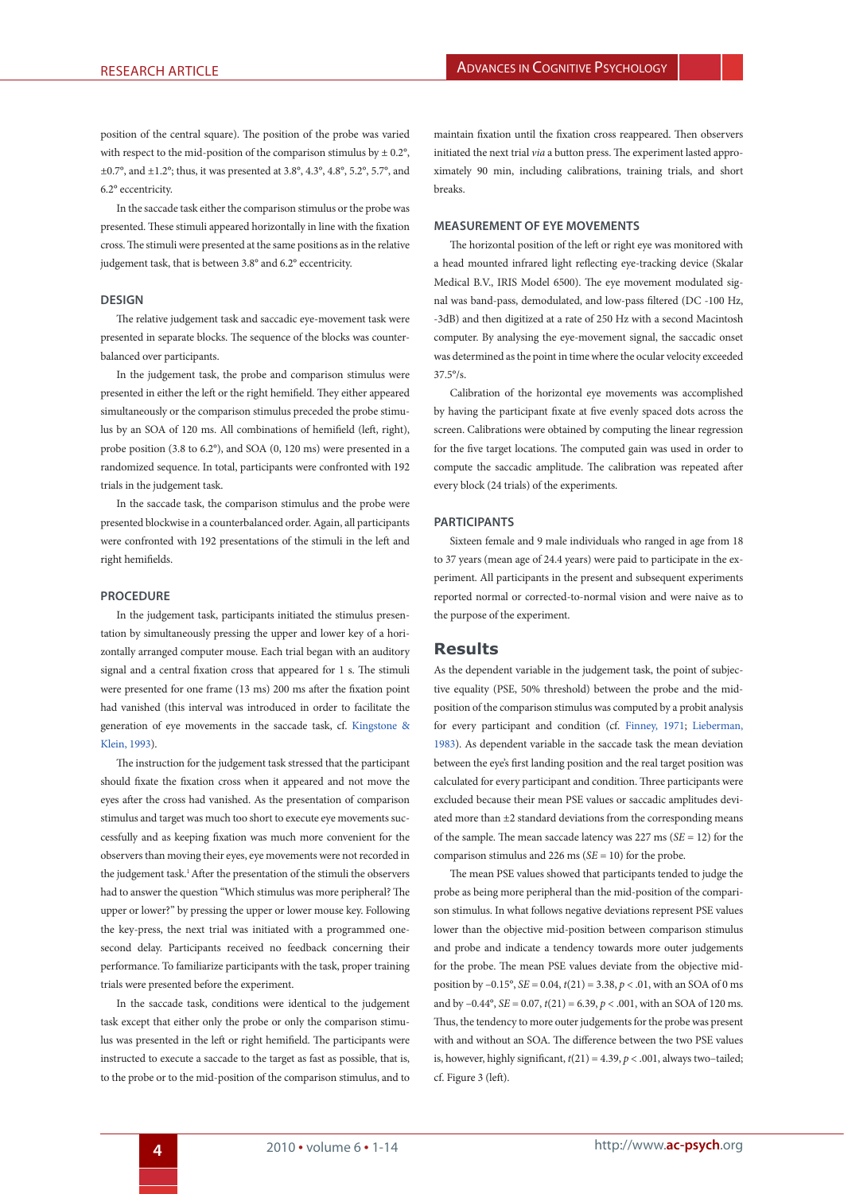position of the central square). The position of the probe was varied with respect to the mid-position of the comparison stimulus by ± 0.2°, ±0.7°, and ±1.2°; thus, it was presented at 3.8°, 4.3°, 4.8°, 5.2°, 5.7°, and 6.2° eccentricity.

In the saccade task either the comparison stimulus or the probe was presented. These stimuli appeared horizontally in line with the fixation cross. The stimuli were presented at the same positions as in the relative judgement task, that is between 3.8° and 6.2° eccentricity.

### DESIGN

The relative judgement task and saccadic eye-movement task were presented in separate blocks. The sequence of the blocks was counterbalanced over participants.

In the judgement task, the probe and comparison stimulus were presented in either the left or the right hemifield. They either appeared simultaneously or the comparison stimulus preceded the probe stimulus by an SOA of 120 ms. All combinations of hemifield (left, right), probe position (3.8 to 6.2°), and SOA (0, 120 ms) were presented in a randomized sequence. In total, participants were confronted with 192 trials in the judgement task.

In the saccade task, the comparison stimulus and the probe were presented blockwise in a counterbalanced order. Again, all participants were confronted with 192 presentations of the stimuli in the left and right hemifields.

### PROCEDURE

In the judgement task, participants initiated the stimulus presentation by simultaneously pressing the upper and lower key of a horizontally arranged computer mouse. Each trial began with an auditory signal and a central fixation cross that appeared for 1 s. The stimuli were presented for one frame (13 ms) 200 ms after the fixation point had vanished (this interval was introduced in order to facilitate the generation of eye movements in the saccade task, cf. Kingstone & Klein, 1993).

The instruction for the judgement task stressed that the participant should fixate the fixation cross when it appeared and not move the eyes after the cross had vanished. As the presentation of comparison stimulus and target was much too short to execute eye movements successfully and as keeping fixation was much more convenient for the observers than moving their eyes, eye movements were not recorded in the judgement task.[1] After the presentation of the stimuli the observers had to answer the question "Which stimulus was more peripheral? The upper or lower?" by pressing the upper or lower mouse key. Following the key-press, the next trial was initiated with a programmed one-second delay. Participants received no feedback concerning their performance. To familiarize participants with the task, proper training trials were presented before the experiment.

In the saccade task, conditions were identical to the judgement task except that either only the probe or only the comparison stimulus was presented in the left or right hemifield. The participants were instructed to execute a saccade to the target as fast as possible, that is, to the probe or to the mid-position of the comparison stimulus, and to maintain fixation until the fixation cross reappeared. Then observers initiated the next trial *via* a button press. The experiment lasted approximately 90 min, including calibrations, training trials, and short breaks.

### MEASUREMENT OF EYE MOVEMENTS

The horizontal position of the left or right eye was monitored with a head mounted infrared light reflecting eye-tracking device (Skalar Medical B.V., IRIS Model 6500). The eye movement modulated signal was band-pass, demodulated, and low-pass filtered (DC -100 Hz, -3dB) and then digitized at a rate of 250 Hz with a second Macintosh computer. By analysing the eye-movement signal, the saccadic onset was determined as the point in time where the ocular velocity exceeded 37.5°/s.

Calibration of the horizontal eye movements was accomplished by having the participant fixate at five evenly spaced dots across the screen. Calibrations were obtained by computing the linear regression for the five target locations. The computed gain was used in order to compute the saccadic amplitude. The calibration was repeated after every block (24 trials) of the experiments.

### PARTICIPANTS

Sixteen female and 9 male individuals who ranged in age from 18 to 37 years (mean age of 24.4 years) were paid to participate in the experiment. All participants in the present and subsequent experiments reported normal or corrected-to-normal vision and were naive as to the purpose of the experiment.

## Results

As the dependent variable in the judgement task, the point of subjective equality (PSE, 50% threshold) between the probe and the mid-position of the comparison stimulus was computed by a probit analysis for every participant and condition (cf. Finney, 1971; Lieberman, 1983). As dependent variable in the saccade task the mean deviation between the eye's first landing position and the real target position was calculated for every participant and condition. Three participants were excluded because their mean PSE values or saccadic amplitudes deviated more than ±2 standard deviations from the corresponding means of the sample. The mean saccade latency was 227 ms ($SE$ = 12) for the comparison stimulus and 226 ms ($SE$ = 10) for the probe.

The mean PSE values showed that participants tended to judge the probe as being more peripheral than the mid-position of the comparison stimulus. In what follows negative deviations represent PSE values lower than the objective mid-position between comparison stimulus and probe and indicate a tendency towards more outer judgements for the probe. The mean PSE values deviate from the objective mid-position by –0.15°, $SE$ = 0.04, $t(21) = 3.38$, $p < .01$, with an SOA of 0 ms and by –0.44°, $SE$ = 0.07, $t(21) = 6.39$, $p < .001$, with an SOA of 120 ms. Thus, the tendency to more outer judgements for the probe was present with and without an SOA. The difference between the two PSE values is, however, highly significant, $t(21) = 4.39$, $p < .001$, always two–tailed; cf. Figure 3 (left).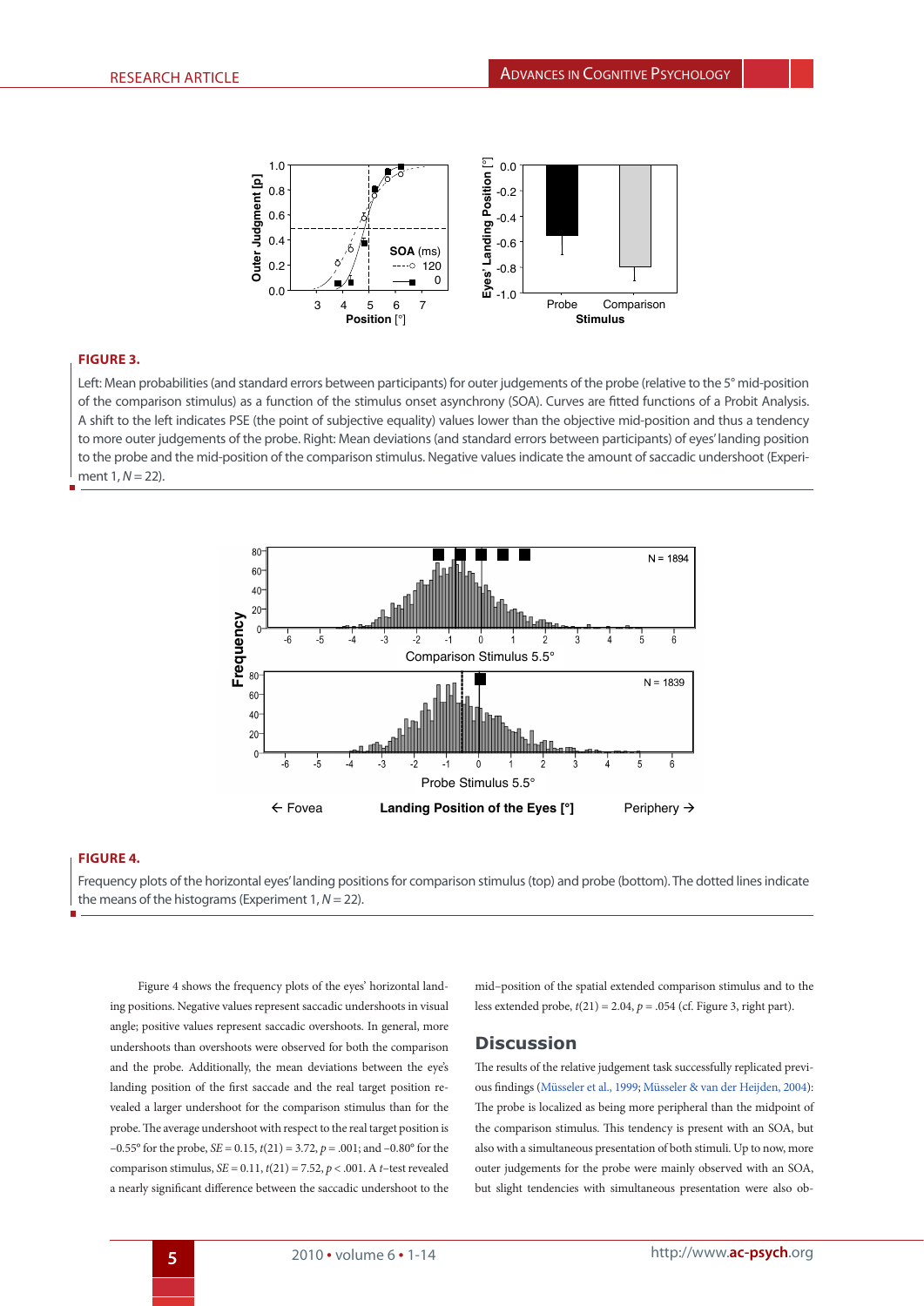**FIGURE 3.**

Left: Mean probabilities (and standard errors between participants) for outer judgements of the probe (relative to the 5° mid-position of the comparison stimulus) as a function of the stimulus onset asynchrony (SOA). Curves are fitted functions of a Probit Analysis. A shift to the left indicates PSE (the point of subjective equality) values lower than the objective mid-position and thus a tendency to more outer judgements of the probe. Right: Mean deviations (and standard errors between participants) of eyes' landing position to the probe and the mid-position of the comparison stimulus. Negative values indicate the amount of saccadic undershoot (Experiment 1, $N = 22$).

**FIGURE 4.**

Frequency plots of the horizontal eyes' landing positions for comparison stimulus (top) and probe (bottom). The dotted lines indicate the means of the histograms (Experiment 1, $N = 22$).

Figure 4 shows the frequency plots of the eyes' horizontal landing positions. Negative values represent saccadic undershoots in visual angle; positive values represent saccadic overshoots. In general, more undershoots than overshoots were observed for both the comparison and the probe. Additionally, the mean deviations between the eye's landing position of the first saccade and the real target position revealed a larger undershoot for the comparison stimulus than for the probe. The average undershoot with respect to the real target position is −0.55° for the probe, $SE = 0.15$, $t(21) = 3.72$, $p = .001$; and −0.80° for the comparison stimulus, $SE = 0.11$, $t(21) = 7.52$, $p < .001$. A $t$-test revealed a nearly significant difference between the saccadic undershoot to the mid–position of the spatial extended comparison stimulus and to the less extended probe, $t(21) = 2.04$, $p = .054$ (cf. Figure 3, right part).

## Discussion

The results of the relative judgement task successfully replicated previous findings (Müsseler et al., 1999; Müsseler & van der Heijden, 2004): The probe is localized as being more peripheral than the midpoint of the comparison stimulus. This tendency is present with an SOA, but also with a simultaneous presentation of both stimuli. Up to now, more outer judgements for the probe were mainly observed with an SOA, but slight tendencies with simultaneous presentation were also ob-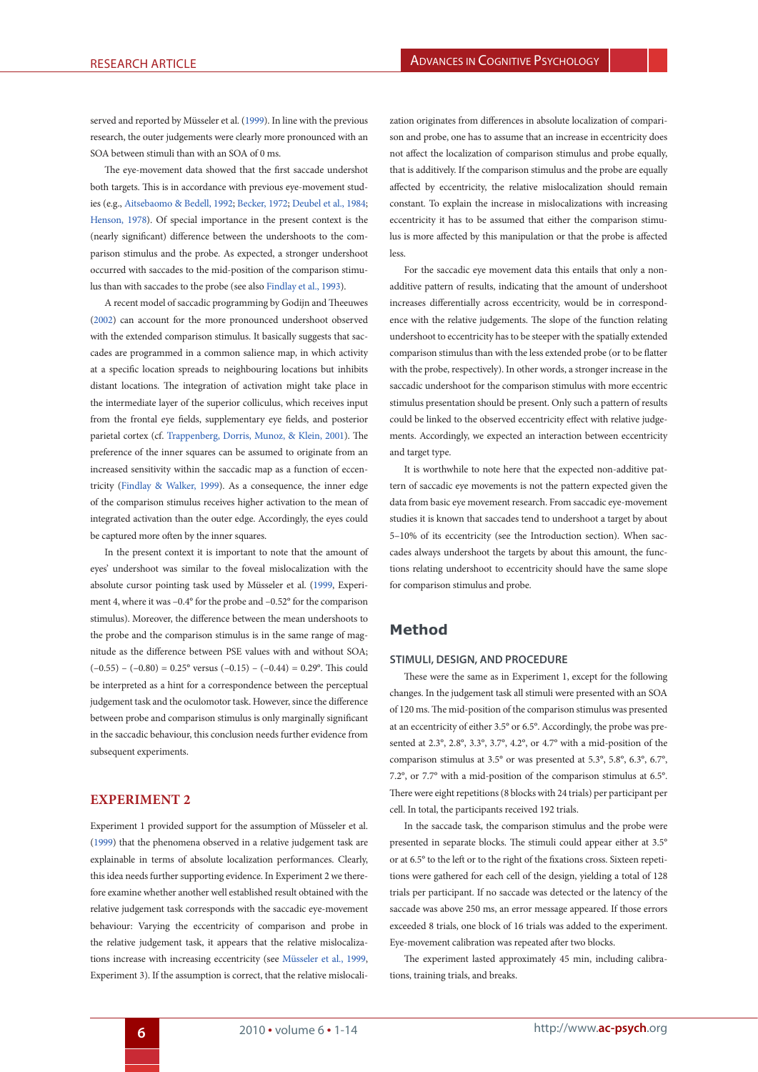served and reported by Müsseler et al. (1999). In line with the previous research, the outer judgements were clearly more pronounced with an SOA between stimuli than with an SOA of 0 ms.

The eye-movement data showed that the first saccade undershot both targets. This is in accordance with previous eye-movement studies (e.g., Aitsebaomo & Bedell, 1992; Becker, 1972; Deubel et al., 1984; Henson, 1978). Of special importance in the present context is the (nearly significant) difference between the undershoots to the comparison stimulus and the probe. As expected, a stronger undershoot occurred with saccades to the mid-position of the comparison stimulus than with saccades to the probe (see also Findlay et al., 1993).

A recent model of saccadic programming by Godijn and Theeuwes (2002) can account for the more pronounced undershoot observed with the extended comparison stimulus. It basically suggests that saccades are programmed in a common salience map, in which activity at a specific location spreads to neighbouring locations but inhibits distant locations. The integration of activation might take place in the intermediate layer of the superior colliculus, which receives input from the frontal eye fields, supplementary eye fields, and posterior parietal cortex (cf. Trappenberg, Dorris, Munoz, & Klein, 2001). The preference of the inner squares can be assumed to originate from an increased sensitivity within the saccadic map as a function of eccentricity (Findlay & Walker, 1999). As a consequence, the inner edge of the comparison stimulus receives higher activation to the mean of integrated activation than the outer edge. Accordingly, the eyes could be captured more often by the inner squares.

In the present context it is important to note that the amount of eyes' undershoot was similar to the foveal mislocalization with the absolute cursor pointing task used by Müsseler et al. (1999, Experiment 4, where it was –0.4° for the probe and –0.52° for the comparison stimulus). Moreover, the difference between the mean undershoots to the probe and the comparison stimulus is in the same range of magnitude as the difference between PSE values with and without SOA; (–0.55) – (–0.80) = 0.25° versus (–0.15) – (–0.44) = 0.29°. This could be interpreted as a hint for a correspondence between the perceptual judgement task and the oculomotor task. However, since the difference between probe and comparison stimulus is only marginally significant in the saccadic behaviour, this conclusion needs further evidence from subsequent experiments.

## EXPERIMENT 2

Experiment 1 provided support for the assumption of Müsseler et al. (1999) that the phenomena observed in a relative judgement task are explainable in terms of absolute localization performances. Clearly, this idea needs further supporting evidence. In Experiment 2 we therefore examine whether another well established result obtained with the relative judgement task corresponds with the saccadic eye-movement behaviour: Varying the eccentricity of comparison and probe in the relative judgement task, it appears that the relative mislocalizations increase with increasing eccentricity (see Müsseler et al., 1999, Experiment 3). If the assumption is correct, that the relative mislocalization originates from differences in absolute localization of comparison and probe, one has to assume that an increase in eccentricity does not affect the localization of comparison stimulus and probe equally, that is additively. If the comparison stimulus and the probe are equally affected by eccentricity, the relative mislocalization should remain constant. To explain the increase in mislocalizations with increasing eccentricity it has to be assumed that either the comparison stimulus is more affected by this manipulation or that the probe is affected less.

For the saccadic eye movement data this entails that only a non-additive pattern of results, indicating that the amount of undershoot increases differentially across eccentricity, would be in correspondence with the relative judgements. The slope of the function relating undershoot to eccentricity has to be steeper with the spatially extended comparison stimulus than with the less extended probe (or to be flatter with the probe, respectively). In other words, a stronger increase in the saccadic undershoot for the comparison stimulus with more eccentric stimulus presentation should be present. Only such a pattern of results could be linked to the observed eccentricity effect with relative judgements. Accordingly, we expected an interaction between eccentricity and target type.

It is worthwhile to note here that the expected non-additive pattern of saccadic eye movements is not the pattern expected given the data from basic eye movement research. From saccadic eye-movement studies it is known that saccades tend to undershoot a target by about 5–10% of its eccentricity (see the Introduction section). When saccades always undershoot the targets by about this amount, the functions relating undershoot to eccentricity should have the same slope for comparison stimulus and probe.

## Method

### STIMULI, DESIGN, AND PROCEDURE

These were the same as in Experiment 1, except for the following changes. In the judgement task all stimuli were presented with an SOA of 120 ms. The mid-position of the comparison stimulus was presented at an eccentricity of either 3.5° or 6.5°. Accordingly, the probe was presented at 2.3°, 2.8°, 3.3°, 3.7°, 4.2°, or 4.7° with a mid-position of the comparison stimulus at 3.5° or was presented at 5.3°, 5.8°, 6.3°, 6.7°, 7.2°, or 7.7° with a mid-position of the comparison stimulus at 6.5°. There were eight repetitions (8 blocks with 24 trials) per participant per cell. In total, the participants received 192 trials.

In the saccade task, the comparison stimulus and the probe were presented in separate blocks. The stimuli could appear either at 3.5° or at 6.5° to the left or to the right of the fixations cross. Sixteen repetitions were gathered for each cell of the design, yielding a total of 128 trials per participant. If no saccade was detected or the latency of the saccade was above 250 ms, an error message appeared. If those errors exceeded 8 trials, one block of 16 trials was added to the experiment. Eye-movement calibration was repeated after two blocks.

The experiment lasted approximately 45 min, including calibrations, training trials, and breaks.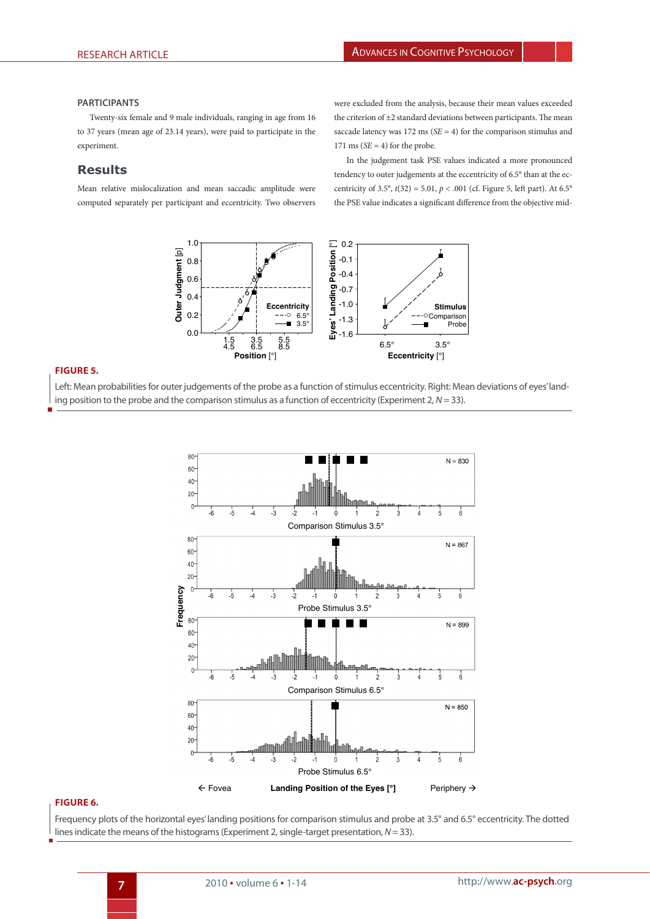### PARTICIPANTS

Twenty-six female and 9 male individuals, ranging in age from 16 to 37 years (mean age of 23.14 years), were paid to participate in the experiment.

## Results

Mean relative mislocalization and mean saccadic amplitude were computed separately per participant and eccentricity. Two observers were excluded from the analysis, because their mean values exceeded the criterion of ±2 standard deviations between participants. The mean saccade latency was 172 ms (*SE* = 4) for the comparison stimulus and 171 ms (*SE* = 4) for the probe.

In the judgement task PSE values indicated a more pronounced tendency to outer judgements at the eccentricity of 6.5° than at the eccentricity of 3.5°, $t(32) = 5.01$, $p < .001$ (cf. Figure 5, left part). At 6.5° the PSE value indicates a significant difference from the objective mid-

**FIGURE 5.**

Left: Mean probabilities for outer judgements of the probe as a function of stimulus eccentricity. Right: Mean deviations of eyes' landing position to the probe and the comparison stimulus as a function of eccentricity (Experiment 2, $N = 33$).

**FIGURE 6.**

Frequency plots of the horizontal eyes' landing positions for comparison stimulus and probe at 3.5° and 6.5° eccentricity. The dotted lines indicate the means of the histograms (Experiment 2, single-target presentation, $N = 33$).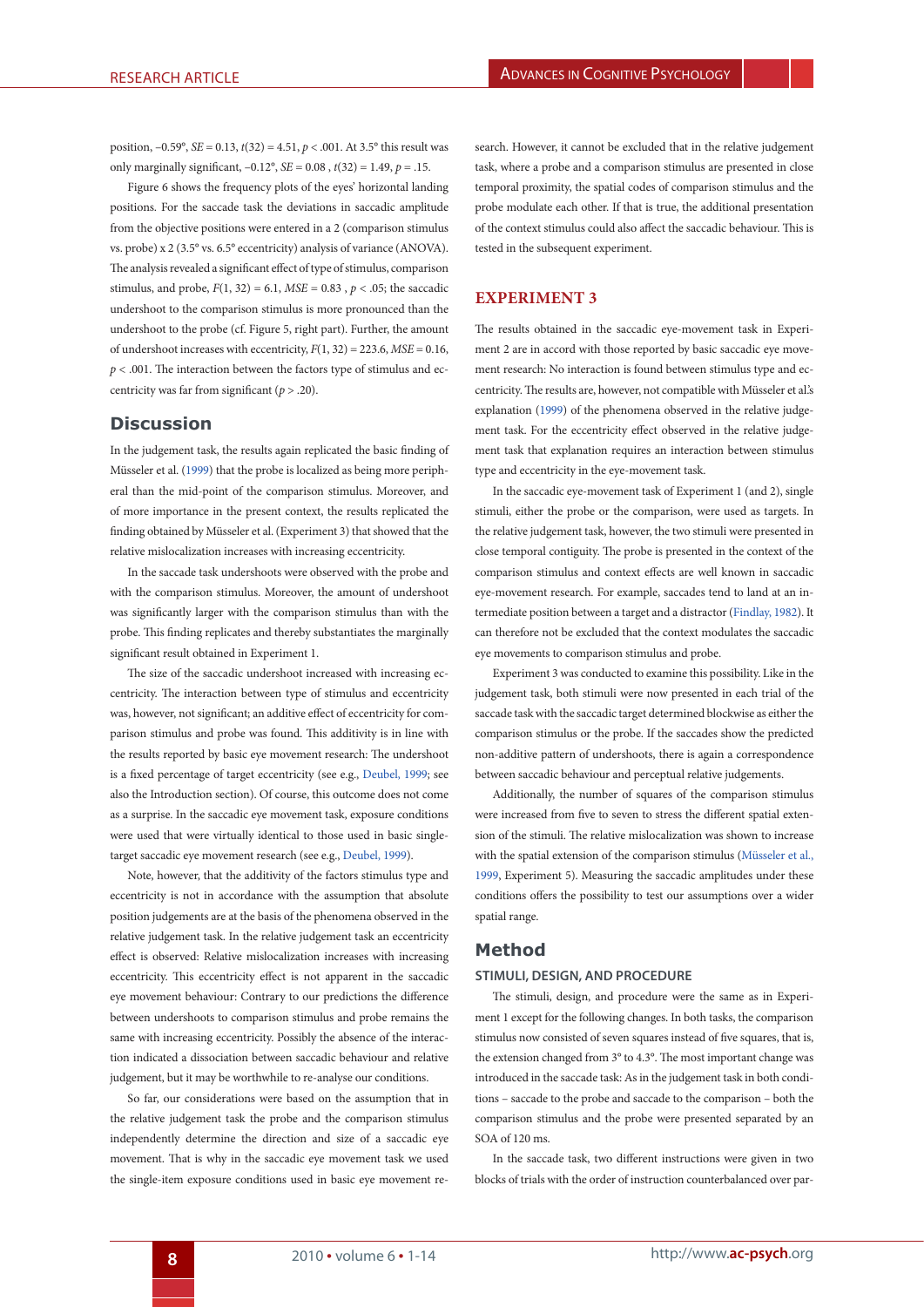position, −0.59°, $SE = 0.13$, $t(32) = 4.51$, $p < .001$. At 3.5° this result was only marginally significant, −0.12°, $SE = 0.08$ , $t(32) = 1.49$, $p = .15$.

Figure 6 shows the frequency plots of the eyes' horizontal landing positions. For the saccade task the deviations in saccadic amplitude from the objective positions were entered in a 2 (comparison stimulus vs. probe) x 2 (3.5° vs. 6.5° eccentricity) analysis of variance (ANOVA). The analysis revealed a significant effect of type of stimulus, comparison stimulus, and probe, $F(1, 32) = 6.1$, $MSE = 0.83$ , $p < .05$; the saccadic undershoot to the comparison stimulus is more pronounced than the undershoot to the probe (cf. Figure 5, right part). Further, the amount of undershoot increases with eccentricity, $F(1, 32) = 223.6$, $MSE = 0.16$, $p < .001$. The interaction between the factors type of stimulus and eccentricity was far from significant ($p > .20$).

## Discussion

In the judgement task, the results again replicated the basic finding of Müsseler et al. (1999) that the probe is localized as being more peripheral than the mid-point of the comparison stimulus. Moreover, and of more importance in the present context, the results replicated the finding obtained by Müsseler et al. (Experiment 3) that showed that the relative mislocalization increases with increasing eccentricity.

In the saccade task undershoots were observed with the probe and with the comparison stimulus. Moreover, the amount of undershoot was significantly larger with the comparison stimulus than with the probe. This finding replicates and thereby substantiates the marginally significant result obtained in Experiment 1.

The size of the saccadic undershoot increased with increasing eccentricity. The interaction between type of stimulus and eccentricity was, however, not significant; an additive effect of eccentricity for comparison stimulus and probe was found. This additivity is in line with the results reported by basic eye movement research: The undershoot is a fixed percentage of target eccentricity (see e.g., Deubel, 1999; see also the Introduction section). Of course, this outcome does not come as a surprise. In the saccadic eye movement task, exposure conditions were used that were virtually identical to those used in basic single-target saccadic eye movement research (see e.g., Deubel, 1999).

Note, however, that the additivity of the factors stimulus type and eccentricity is not in accordance with the assumption that absolute position judgements are at the basis of the phenomena observed in the relative judgement task. In the relative judgement task an eccentricity effect is observed: Relative mislocalization increases with increasing eccentricity. This eccentricity effect is not apparent in the saccadic eye movement behaviour: Contrary to our predictions the difference between undershoots to comparison stimulus and probe remains the same with increasing eccentricity. Possibly the absence of the interaction indicated a dissociation between saccadic behaviour and relative judgement, but it may be worthwhile to re-analyse our conditions.

So far, our considerations were based on the assumption that in the relative judgement task the probe and the comparison stimulus independently determine the direction and size of a saccadic eye movement. That is why in the saccadic eye movement task we used the single-item exposure conditions used in basic eye movement research. However, it cannot be excluded that in the relative judgement task, where a probe and a comparison stimulus are presented in close temporal proximity, the spatial codes of comparison stimulus and the probe modulate each other. If that is true, the additional presentation of the context stimulus could also affect the saccadic behaviour. This is tested in the subsequent experiment.

## EXPERIMENT 3

The results obtained in the saccadic eye-movement task in Experiment 2 are in accord with those reported by basic saccadic eye movement research: No interaction is found between stimulus type and eccentricity. The results are, however, not compatible with Müsseler et al.'s explanation (1999) of the phenomena observed in the relative judgement task. For the eccentricity effect observed in the relative judgement task that explanation requires an interaction between stimulus type and eccentricity in the eye-movement task.

In the saccadic eye-movement task of Experiment 1 (and 2), single stimuli, either the probe or the comparison, were used as targets. In the relative judgement task, however, the two stimuli were presented in close temporal contiguity. The probe is presented in the context of the comparison stimulus and context effects are well known in saccadic eye-movement research. For example, saccades tend to land at an intermediate position between a target and a distractor (Findlay, 1982). It can therefore not be excluded that the context modulates the saccadic eye movements to comparison stimulus and probe.

Experiment 3 was conducted to examine this possibility. Like in the judgement task, both stimuli were now presented in each trial of the saccade task with the saccadic target determined blockwise as either the comparison stimulus or the probe. If the saccades show the predicted non-additive pattern of undershoots, there is again a correspondence between saccadic behaviour and perceptual relative judgements.

Additionally, the number of squares of the comparison stimulus were increased from five to seven to stress the different spatial extension of the stimuli. The relative mislocalization was shown to increase with the spatial extension of the comparison stimulus (Müsseler et al., 1999, Experiment 5). Measuring the saccadic amplitudes under these conditions offers the possibility to test our assumptions over a wider spatial range.

## Method

### STIMULI, DESIGN, AND PROCEDURE

The stimuli, design, and procedure were the same as in Experiment 1 except for the following changes. In both tasks, the comparison stimulus now consisted of seven squares instead of five squares, that is, the extension changed from 3° to 4.3°. The most important change was introduced in the saccade task: As in the judgement task in both conditions – saccade to the probe and saccade to the comparison – both the comparison stimulus and the probe were presented separated by an SOA of 120 ms.

In the saccade task, two different instructions were given in two blocks of trials with the order of instruction counterbalanced over par-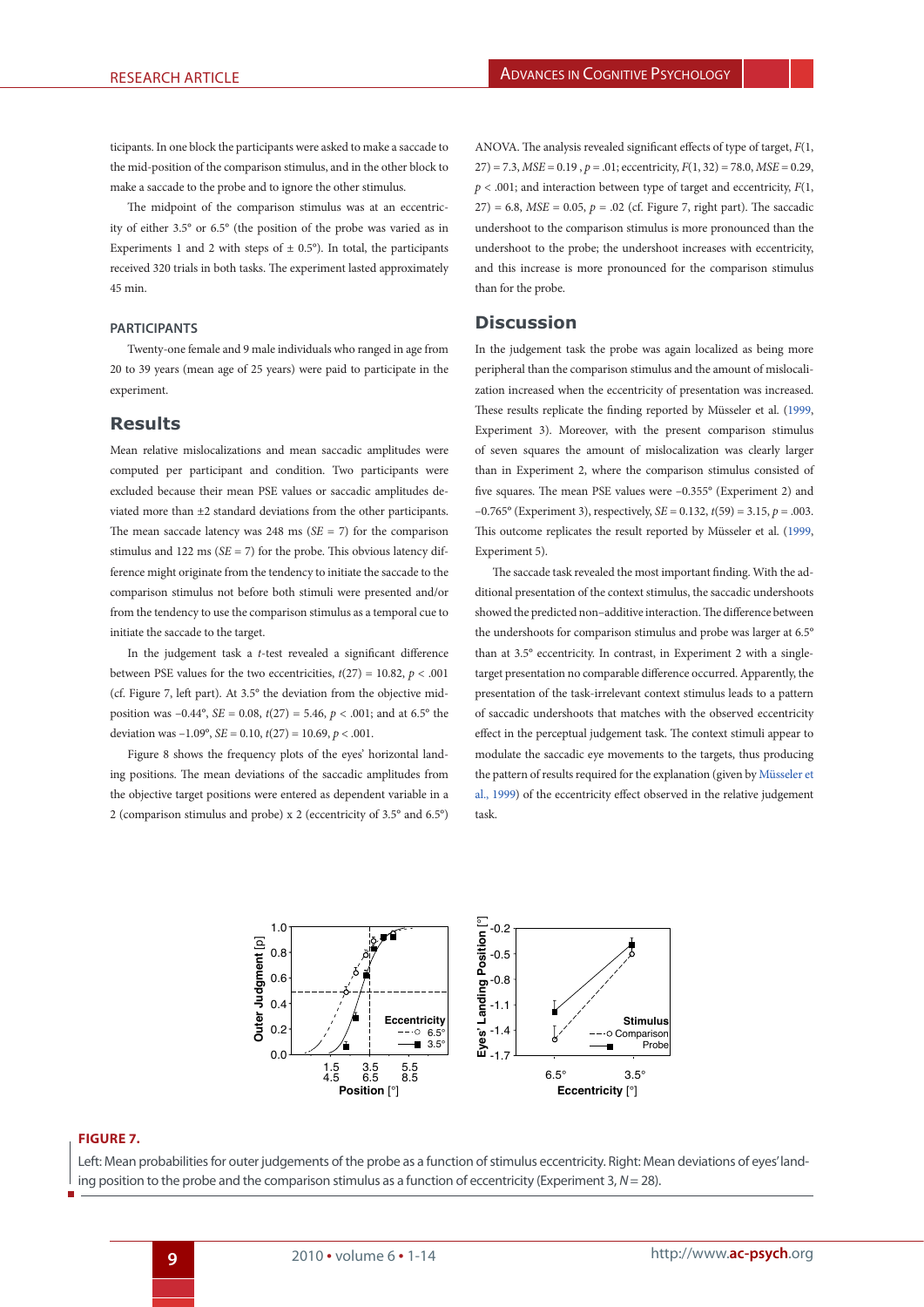ticipants. In one block the participants were asked to make a saccade to the mid-position of the comparison stimulus, and in the other block to make a saccade to the probe and to ignore the other stimulus.

The midpoint of the comparison stimulus was at an eccentricity of either 3.5° or 6.5° (the position of the probe was varied as in Experiments 1 and 2 with steps of ± 0.5°). In total, the participants received 320 trials in both tasks. The experiment lasted approximately 45 min.

### PARTICIPANTS

Twenty-one female and 9 male individuals who ranged in age from 20 to 39 years (mean age of 25 years) were paid to participate in the experiment.

## Results

Mean relative mislocalizations and mean saccadic amplitudes were computed per participant and condition. Two participants were excluded because their mean PSE values or saccadic amplitudes deviated more than ±2 standard deviations from the other participants. The mean saccade latency was 248 ms ($SE$ = 7) for the comparison stimulus and 122 ms ($SE$ = 7) for the probe. This obvious latency difference might originate from the tendency to initiate the saccade to the comparison stimulus not before both stimuli were presented and/or from the tendency to use the comparison stimulus as a temporal cue to initiate the saccade to the target.

In the judgement task a $t$-test revealed a significant difference between PSE values for the two eccentricities, $t(27) = 10.82$, $p < .001$ (cf. Figure 7, left part). At 3.5° the deviation from the objective mid-position was −0.44°, $SE$ = 0.08, $t(27) = 5.46$, $p < .001$; and at 6.5° the deviation was −1.09°, $SE$ = 0.10, $t(27) = 10.69$, $p < .001$.

Figure 8 shows the frequency plots of the eyes' horizontal landing positions. The mean deviations of the saccadic amplitudes from the objective target positions were entered as dependent variable in a 2 (comparison stimulus and probe) x 2 (eccentricity of 3.5° and 6.5°) ANOVA. The analysis revealed significant effects of type of target, $F(1, 27) = 7.3$, $MSE$ = 0.19 , $p$ = .01; eccentricity, $F(1, 32) = 78.0$, $MSE$ = 0.29, $p < .001$; and interaction between type of target and eccentricity, $F(1, 27) = 6.8$, $MSE$ = 0.05, $p$ = .02 (cf. Figure 7, right part). The saccadic undershoot to the comparison stimulus is more pronounced than the undershoot to the probe; the undershoot increases with eccentricity, and this increase is more pronounced for the comparison stimulus than for the probe.

## Discussion

In the judgement task the probe was again localized as being more peripheral than the comparison stimulus and the amount of mislocalization increased when the eccentricity of presentation was increased. These results replicate the finding reported by Müsseler et al. (1999, Experiment 3). Moreover, with the present comparison stimulus of seven squares the amount of mislocalization was clearly larger than in Experiment 2, where the comparison stimulus consisted of five squares. The mean PSE values were −0.355° (Experiment 2) and −0.765° (Experiment 3), respectively, $SE$ = 0.132, $t(59) = 3.15$, $p$ = .003. This outcome replicates the result reported by Müsseler et al. (1999, Experiment 5).

The saccade task revealed the most important finding. With the additional presentation of the context stimulus, the saccadic undershoots showed the predicted non–additive interaction. The difference between the undershoots for comparison stimulus and probe was larger at 6.5° than at 3.5° eccentricity. In contrast, in Experiment 2 with a single-target presentation no comparable difference occurred. Apparently, the presentation of the task-irrelevant context stimulus leads to a pattern of saccadic undershoots that matches with the observed eccentricity effect in the perceptual judgement task. The context stimuli appear to modulate the saccadic eye movements to the targets, thus producing the pattern of results required for the explanation (given by Müsseler et al., 1999) of the eccentricity effect observed in the relative judgement task.

**FIGURE 7.**

Left: Mean probabilities for outer judgements of the probe as a function of stimulus eccentricity. Right: Mean deviations of eyes' landing position to the probe and the comparison stimulus as a function of eccentricity (Experiment 3, $N$ = 28).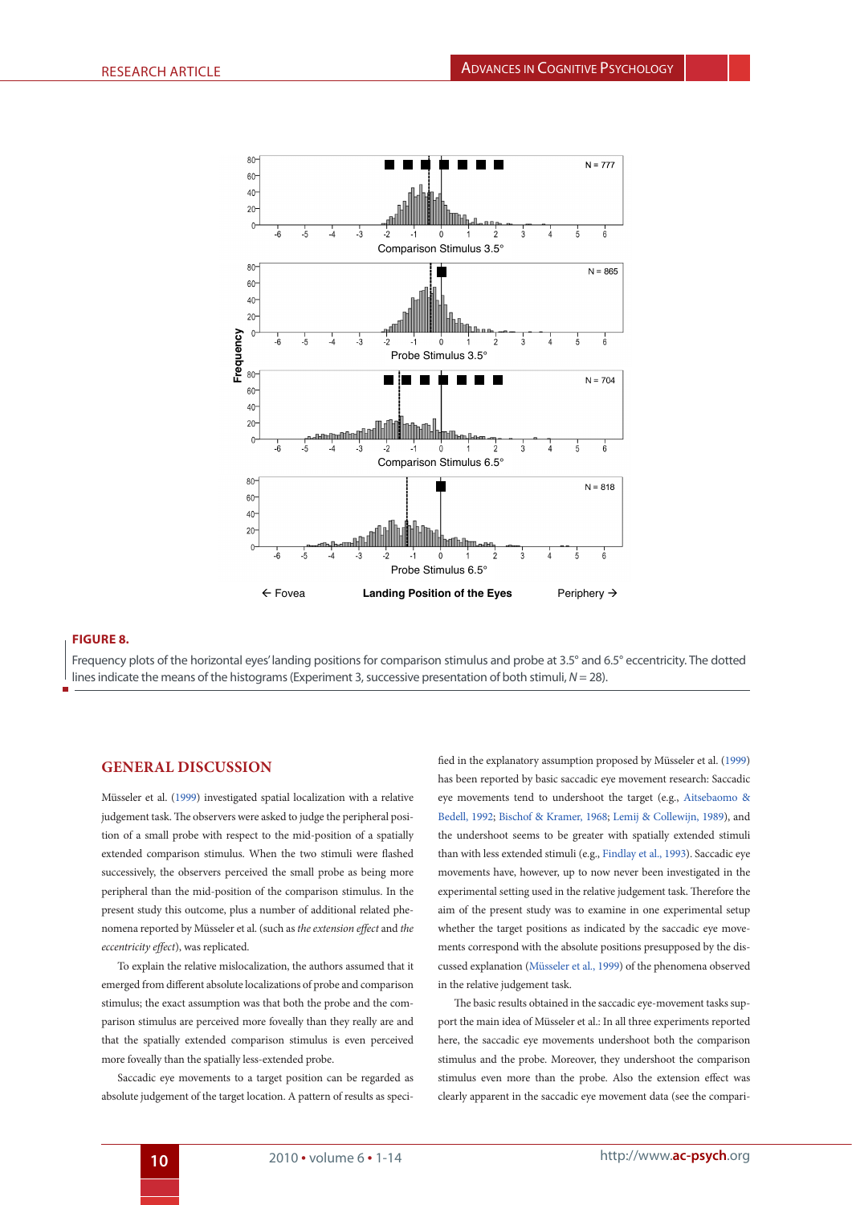**FIGURE 8.**

Frequency plots of the horizontal eyes' landing positions for comparison stimulus and probe at 3.5° and 6.5° eccentricity. The dotted lines indicate the means of the histograms (Experiment 3, successive presentation of both stimuli, $N = 28$).

## GENERAL DISCUSSION

Müsseler et al. (1999) investigated spatial localization with a relative judgement task. The observers were asked to judge the peripheral position of a small probe with respect to the mid-position of a spatially extended comparison stimulus. When the two stimuli were flashed successively, the observers perceived the small probe as being more peripheral than the mid-position of the comparison stimulus. In the present study this outcome, plus a number of additional related phenomena reported by Müsseler et al. (such as *the extension effect* and *the eccentricity effect*), was replicated.

To explain the relative mislocalization, the authors assumed that it emerged from different absolute localizations of probe and comparison stimulus; the exact assumption was that both the probe and the comparison stimulus are perceived more foveally than they really are and that the spatially extended comparison stimulus is even perceived more foveally than the spatially less-extended probe.

Saccadic eye movements to a target position can be regarded as absolute judgement of the target location. A pattern of results as specified in the explanatory assumption proposed by Müsseler et al. (1999) has been reported by basic saccadic eye movement research: Saccadic eye movements tend to undershoot the target (e.g., Aitsebaomo & Bedell, 1992; Bischof & Kramer, 1968; Lemij & Collewijn, 1989), and the undershoot seems to be greater with spatially extended stimuli than with less extended stimuli (e.g., Findlay et al., 1993). Saccadic eye movements have, however, up to now never been investigated in the experimental setting used in the relative judgement task. Therefore the aim of the present study was to examine in one experimental setup whether the target positions as indicated by the saccadic eye movements correspond with the absolute positions presupposed by the discussed explanation (Müsseler et al., 1999) of the phenomena observed in the relative judgement task.

The basic results obtained in the saccadic eye-movement tasks support the main idea of Müsseler et al.: In all three experiments reported here, the saccadic eye movements undershoot both the comparison stimulus and the probe. Moreover, they undershoot the comparison stimulus even more than the probe. Also the extension effect was clearly apparent in the saccadic eye movement data (see the compari-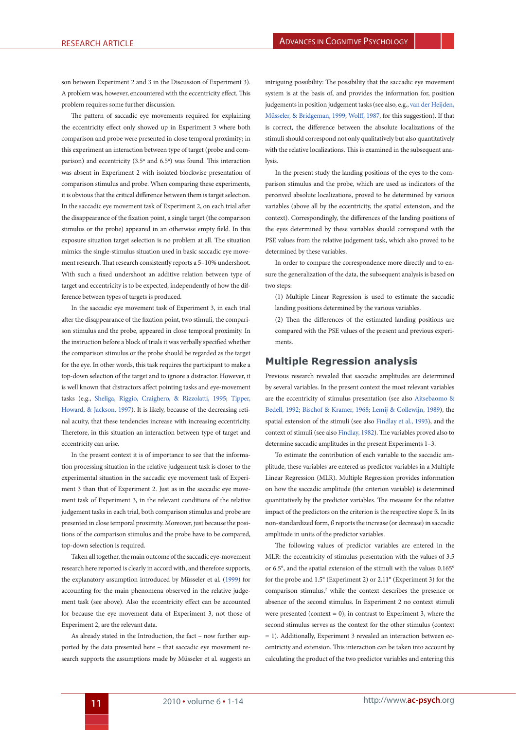son between Experiment 2 and 3 in the Discussion of Experiment 3). A problem was, however, encountered with the eccentricity effect. This problem requires some further discussion.

The pattern of saccadic eye movements required for explaining the eccentricity effect only showed up in Experiment 3 where both comparison and probe were presented in close temporal proximity; in this experiment an interaction between type of target (probe and comparison) and eccentricity (3.5º and 6.5º) was found. This interaction was absent in Experiment 2 with isolated blockwise presentation of comparison stimulus and probe. When comparing these experiments, it is obvious that the critical difference between them is target selection. In the saccadic eye movement task of Experiment 2, on each trial after the disappearance of the fixation point, a single target (the comparison stimulus or the probe) appeared in an otherwise empty field. In this exposure situation target selection is no problem at all. The situation mimics the single-stimulus situation used in basic saccadic eye movement research. That research consistently reports a 5–10% undershoot. With such a fixed undershoot an additive relation between type of target and eccentricity is to be expected, independently of how the difference between types of targets is produced.

In the saccadic eye movement task of Experiment 3, in each trial after the disappearance of the fixation point, two stimuli, the comparison stimulus and the probe, appeared in close temporal proximity. In the instruction before a block of trials it was verbally specified whether the comparison stimulus or the probe should be regarded as the target for the eye. In other words, this task requires the participant to make a top-down selection of the target and to ignore a distractor. However, it is well known that distractors affect pointing tasks and eye-movement tasks (e.g., Sheliga, Riggio, Craighero, & Rizzolatti, 1995; Tipper, Howard, & Jackson, 1997). It is likely, because of the decreasing retinal acuity, that these tendencies increase with increasing eccentricity. Therefore, in this situation an interaction between type of target and eccentricity can arise.

In the present context it is of importance to see that the information processing situation in the relative judgement task is closer to the experimental situation in the saccadic eye movement task of Experiment 3 than that of Experiment 2. Just as in the saccadic eye movement task of Experiment 3, in the relevant conditions of the relative judgement tasks in each trial, both comparison stimulus and probe are presented in close temporal proximity. Moreover, just because the positions of the comparison stimulus and the probe have to be compared, top-down selection is required.

Taken all together, the main outcome of the saccadic eye-movement research here reported is clearly in accord with, and therefore supports, the explanatory assumption introduced by Müsseler et al. (1999) for accounting for the main phenomena observed in the relative judgement task (see above). Also the eccentricity effect can be accounted for because the eye movement data of Experiment 3, not those of Experiment 2, are the relevant data.

As already stated in the Introduction, the fact – now further supported by the data presented here – that saccadic eye movement research supports the assumptions made by Müsseler et al. suggests an intriguing possibility: The possibility that the saccadic eye movement system is at the basis of, and provides the information for, position judgements in position judgement tasks (see also, e.g., van der Heijden, Müsseler, & Bridgeman, 1999; Wolff, 1987, for this suggestion). If that is correct, the difference between the absolute localizations of the stimuli should correspond not only qualitatively but also quantitatively with the relative localizations. This is examined in the subsequent analysis.

In the present study the landing positions of the eyes to the comparison stimulus and the probe, which are used as indicators of the perceived absolute localizations, proved to be determined by various variables (above all by the eccentricity, the spatial extension, and the context). Correspondingly, the differences of the landing positions of the eyes determined by these variables should correspond with the PSE values from the relative judgement task, which also proved to be determined by these variables.

In order to compare the correspondence more directly and to ensure the generalization of the data, the subsequent analysis is based on two steps:

(1) Multiple Linear Regression is used to estimate the saccadic landing positions determined by the various variables.

(2) Then the differences of the estimated landing positions are compared with the PSE values of the present and previous experiments.

## Multiple Regression analysis

Previous research revealed that saccadic amplitudes are determined by several variables. In the present context the most relevant variables are the eccentricity of stimulus presentation (see also Aitsebaomo & Bedell, 1992; Bischof & Kramer, 1968; Lemij & Collewijn, 1989), the spatial extension of the stimuli (see also Findlay et al., 1993), and the context of stimuli (see also Findlay, 1982). The variables proved also to determine saccadic amplitudes in the present Experiments 1–3.

To estimate the contribution of each variable to the saccadic amplitude, these variables are entered as predictor variables in a Multiple Linear Regression (MLR). Multiple Regression provides information on how the saccadic amplitude (the criterion variable) is determined quantitatively by the predictor variables. The measure for the relative impact of the predictors on the criterion is the respective slope ß. In its non-standardized form, ß reports the increase (or decrease) in saccadic amplitude in units of the predictor variables.

The following values of predictor variables are entered in the MLR: the eccentricity of stimulus presentation with the values of 3.5 or 6.5°, and the spatial extension of the stimuli with the values 0.165° for the probe and 1.5° (Experiment 2) or 2.11° (Experiment 3) for the comparison stimulus,[2] while the context describes the presence or absence of the second stimulus. In Experiment 2 no context stimuli were presented (context = 0), in contrast to Experiment 3, where the second stimulus serves as the context for the other stimulus (context = 1). Additionally, Experiment 3 revealed an interaction between eccentricity and extension. This interaction can be taken into account by calculating the product of the two predictor variables and entering this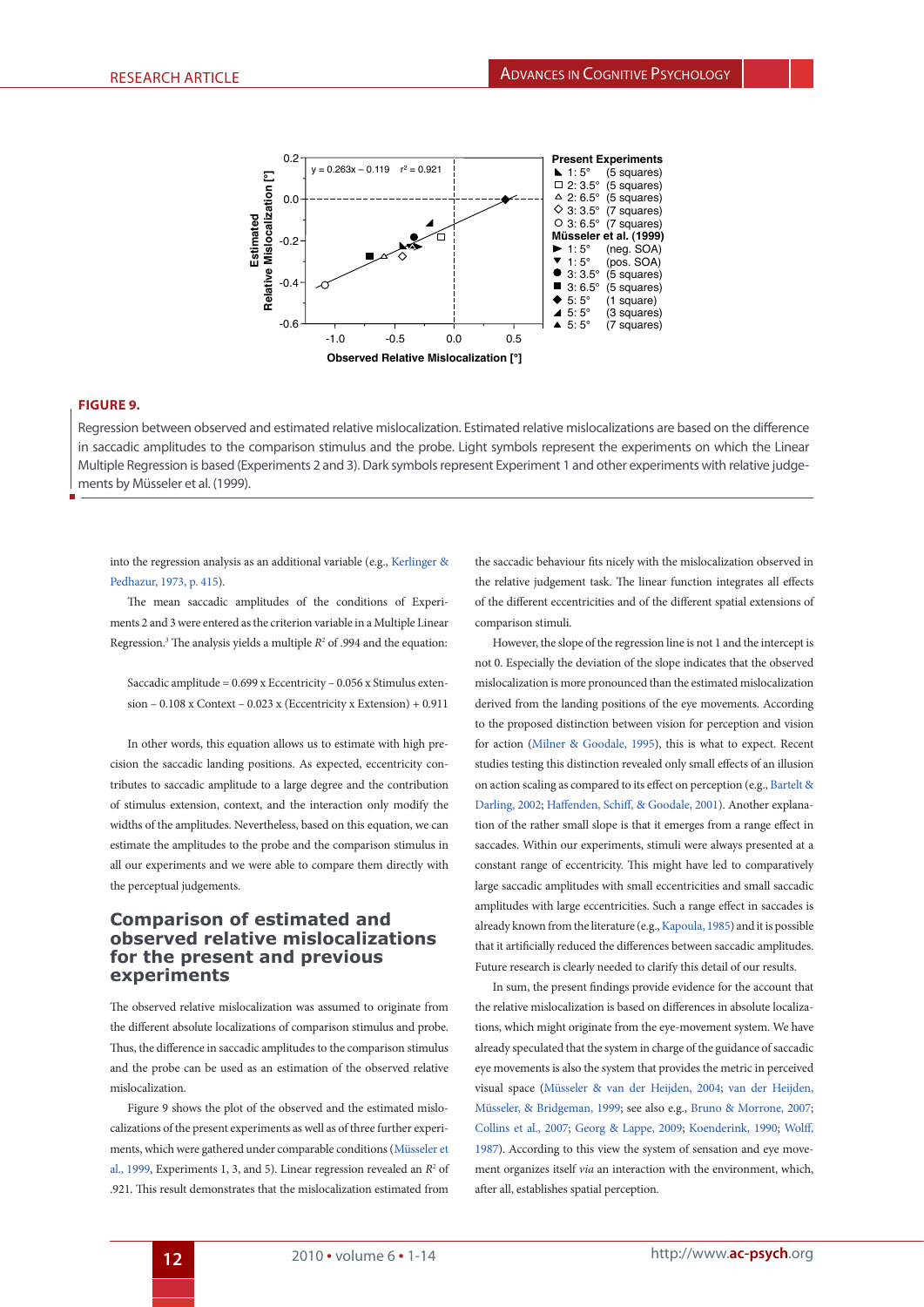**FIGURE 9.**

Regression between observed and estimated relative mislocalization. Estimated relative mislocalizations are based on the difference in saccadic amplitudes to the comparison stimulus and the probe. Light symbols represent the experiments on which the Linear Multiple Regression is based (Experiments 2 and 3). Dark symbols represent Experiment 1 and other experiments with relative judgements by Müsseler et al. (1999).

into the regression analysis as an additional variable (e.g., Kerlinger & Pedhazur, 1973, p. 415).

The mean saccadic amplitudes of the conditions of Experiments 2 and 3 were entered as the criterion variable in a Multiple Linear Regression.[3] The analysis yields a multiple $R^2$ of .994 and the equation:

Saccadic amplitude = 0.699 x Eccentricity – 0.056 x Stimulus extension – 0.108 x Context – 0.023 x (Eccentricity x Extension) + 0.911

In other words, this equation allows us to estimate with high precision the saccadic landing positions. As expected, eccentricity contributes to saccadic amplitude to a large degree and the contribution of stimulus extension, context, and the interaction only modify the widths of the amplitudes. Nevertheless, based on this equation, we can estimate the amplitudes to the probe and the comparison stimulus in all our experiments and we were able to compare them directly with the perceptual judgements.

## Comparison of estimated and observed relative mislocalizations for the present and previous experiments

The observed relative mislocalization was assumed to originate from the different absolute localizations of comparison stimulus and probe. Thus, the difference in saccadic amplitudes to the comparison stimulus and the probe can be used as an estimation of the observed relative mislocalization.

Figure 9 shows the plot of the observed and the estimated mislocalizations of the present experiments as well as of three further experiments, which were gathered under comparable conditions (Müsseler et al., 1999, Experiments 1, 3, and 5). Linear regression revealed an $R^2$ of .921. This result demonstrates that the mislocalization estimated from the saccadic behaviour fits nicely with the mislocalization observed in the relative judgement task. The linear function integrates all effects of the different eccentricities and of the different spatial extensions of comparison stimuli.

However, the slope of the regression line is not 1 and the intercept is not 0. Especially the deviation of the slope indicates that the observed mislocalization is more pronounced than the estimated mislocalization derived from the landing positions of the eye movements. According to the proposed distinction between vision for perception and vision for action (Milner & Goodale, 1995), this is what to expect. Recent studies testing this distinction revealed only small effects of an illusion on action scaling as compared to its effect on perception (e.g., Bartelt & Darling, 2002; Haffenden, Schiff, & Goodale, 2001). Another explanation of the rather small slope is that it emerges from a range effect in saccades. Within our experiments, stimuli were always presented at a constant range of eccentricity. This might have led to comparatively large saccadic amplitudes with small eccentricities and small saccadic amplitudes with large eccentricities. Such a range effect in saccades is already known from the literature (e.g., Kapoula, 1985) and it is possible that it artificially reduced the differences between saccadic amplitudes. Future research is clearly needed to clarify this detail of our results.

In sum, the present findings provide evidence for the account that the relative mislocalization is based on differences in absolute localizations, which might originate from the eye-movement system. We have already speculated that the system in charge of the guidance of saccadic eye movements is also the system that provides the metric in perceived visual space (Müsseler & van der Heijden, 2004; van der Heijden, Müsseler, & Bridgeman, 1999; see also e.g., Bruno & Morrone, 2007; Collins et al., 2007; Georg & Lappe, 2009; Koenderink, 1990; Wolff, 1987). According to this view the system of sensation and eye movement organizes itself *via* an interaction with the environment, which, after all, establishes spatial perception.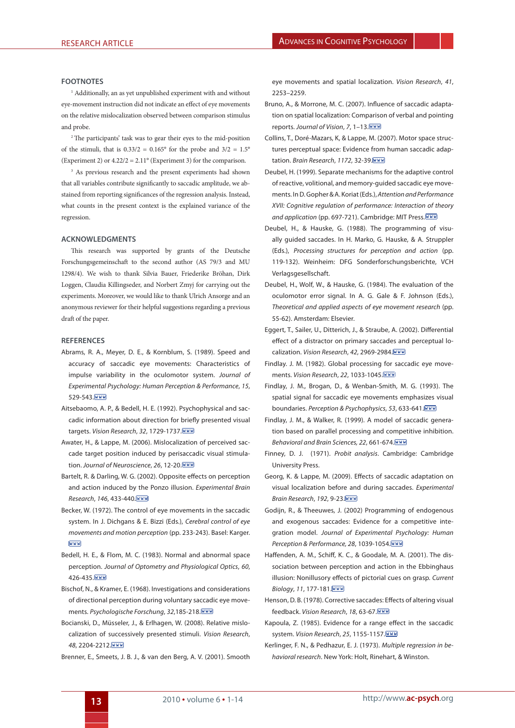## FOOTNOTES

[1] Additionally, an as yet unpublished experiment with and without eye-movement instruction did not indicate an effect of eye movements on the relative mislocalization observed between comparison stimulus and probe.

[2] The participants' task was to gear their eyes to the mid-position of the stimuli, that is 0.33/2 = 0.165° for the probe and 3/2 = 1.5° (Experiment 2) or 4.22/2 = 2.11° (Experiment 3) for the comparison.

[3] As previous research and the present experiments had shown that all variables contribute significantly to saccadic amplitude, we abstained from reporting significances of the regression analysis. Instead, what counts in the present context is the explained variance of the regression.

## ACKNOWLEDGMENTS

This research was supported by grants of the Deutsche Forschungsgemeinschaft to the second author (AS 79/3 and MU 1298/4). We wish to thank Silvia Bauer, Friederike Bröhan, Dirk Loggen, Claudia Killingseder, and Norbert Zmyj for carrying out the experiments. Moreover, we would like to thank Ulrich Ansorge and an anonymous reviewer for their helpful suggestions regarding a previous draft of the paper.

## REFERENCES

Abrams, R. A., Meyer, D. E., & Kornblum, S. (1989). Speed and accuracy of saccadic eye movements: Characteristics of impulse variability in the oculomotor system. *Journal of Experimental Psychology: Human Perception & Performance*, *15*, 529-543.

Aitsebaomo, A. P., & Bedell, H. E. (1992). Psychophysical and saccadic information about direction for briefly presented visual targets. *Vision Research*, *32*, 1729-1737.

Awater, H., & Lappe, M. (2006). Mislocalization of perceived saccade target position induced by perisaccadic visual stimulation. *Journal of Neuroscience*, *26*, 12-20.

Bartelt, R. & Darling, W. G. (2002). Opposite effects on perception and action induced by the Ponzo illusion. *Experimental Brain Research*, *146*, 433-440.

Becker, W. (1972). The control of eye movements in the saccadic system. In J. Dichgans & E. Bizzi (Eds.), *Cerebral control of eye movements and motion perception* (pp. 233-243). Basel: Karger.

Bedell, H. E., & Flom, M. C. (1983). Normal and abnormal space perception. *Journal of Optometry and Physiological Optics*, *60*, 426-435.

Bischof, N., & Kramer, E. (1968). Investigations and considerations of directional perception during voluntary saccadic eye movements. *Psychologische Forschung*, *32*,185-218.

Bocianski, D., Müsseler, J., & Erlhagen, W. (2008). Relative mislocalization of successively presented stimuli. *Vision Research*, *48*, 2204-2212.

Brenner, E., Smeets, J. B. J., & van den Berg, A. V. (2001). Smooth eye movements and spatial localization. *Vision Research*, *41*, 2253–2259.

Bruno, A., & Morrone, M. C. (2007). Influence of saccadic adaptation on spatial localization: Comparison of verbal and pointing reports. *Journal of Vision*, *7*, 1–13.

Collins, T., Doré-Mazars, K, & Lappe, M. (2007). Motor space structures perceptual space: Evidence from human saccadic adaptation. *Brain Research*, *1172*, 32-39.

Deubel, H. (1999). Separate mechanisms for the adaptive control of reactive, volitional, and memory-guided saccadic eye movements. In D. Gopher & A. Koriat (Eds.), *Attention and Performance XVII: Cognitive regulation of performance: Interaction of theory and application* (pp. 697-721). Cambridge: MIT Press.

Deubel, H., & Hauske, G. (1988). The programming of visually guided saccades. In H. Marko, G. Hauske, & A. Struppler (Eds.), *Processing structures for perception and action* (pp. 119-132). Weinheim: DFG Sonderforschungsberichte, VCH Verlagsgesellschaft.

Deubel, H., Wolf, W., & Hauske, G. (1984). The evaluation of the oculomotor error signal. In A. G. Gale & F. Johnson (Eds.), *Theoretical and applied aspects of eye movement research* (pp. 55-62). Amsterdam: Elsevier.

Eggert, T., Sailer, U., Ditterich, J., & Straube, A. (2002). Differential effect of a distractor on primary saccades and perceptual localization. *Vision Research*, *42*, 2969-2984.

Findlay. J. M. (1982). Global processing for saccadic eye movements. *Vision Research*, *22*, 1033-1045.

Findlay, J. M., Brogan, D., & Wenban-Smith, M. G. (1993). The spatial signal for saccadic eye movements emphasizes visual boundaries. *Perception & Psychophysics*, *53*, 633-641.

Findlay, J. M., & Walker, R. (1999). A model of saccadic generation based on parallel processing and competitive inhibition. *Behavioral and Brain Sciences, 22*, 661-674.

Finney, D. J. (1971). *Probit analysis*. Cambridge: Cambridge University Press.

Georg, K. & Lappe, M. (2009). Effects of saccadic adaptation on visual localization before and during saccades. *Experimental Brain Research*, *192*, 9-23.

Godijn, R., & Theeuwes, J. (2002) Programming of endogenous and exogenous saccades: Evidence for a competitive integration model. *Journal of Experimental Psychology: Human Perception & Performance, 28*, 1039-1054.

Haffenden, A. M., Schiff, K. C., & Goodale, M. A. (2001). The dissociation between perception and action in the Ebbinghaus illusion: Nonillusory effects of pictorial cues on grasp. *Current Biology*, *11*, 177-181.

Henson, D. B. (1978). Corrective saccades: Effects of altering visual feedback. *Vision Research*, *18*, 63-67.

Kapoula, Z. (1985). Evidence for a range effect in the saccadic system. *Vision Research*, *25*, 1155-1157.

Kerlinger, F. N., & Pedhazur, E. J. (1973). *Multiple regression in behavioral research*. New York: Holt, Rinehart, & Winston.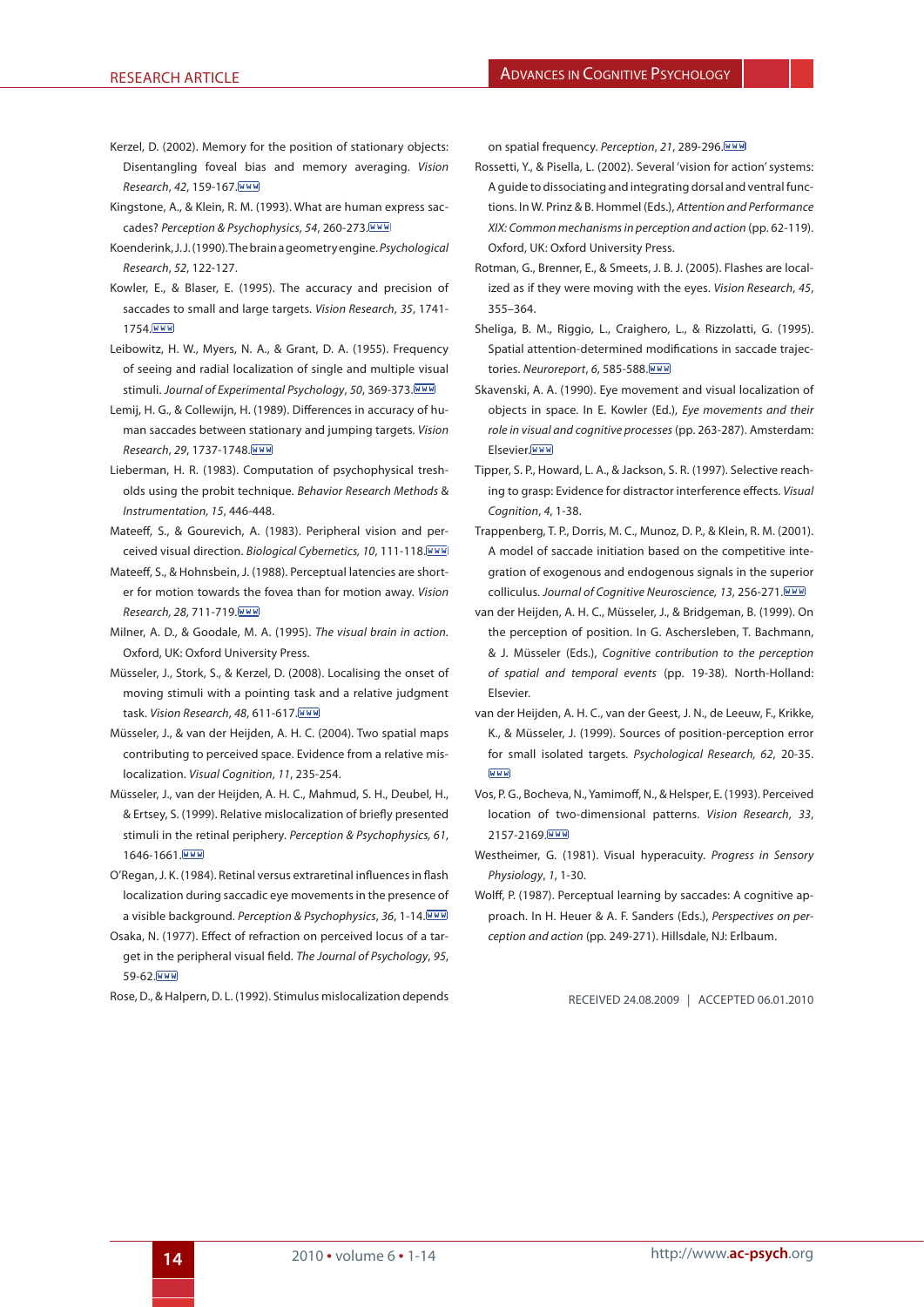Kerzel, D. (2002). Memory for the position of stationary objects: Disentangling foveal bias and memory averaging. *Vision Research*, *42*, 159-167.

Kingstone, A., & Klein, R. M. (1993). What are human express saccades? *Perception & Psychophysics*, *54*, 260-273.

Koenderink, J. J. (1990). The brain a geometry engine. *Psychological Research*, *52*, 122-127.

Kowler, E., & Blaser, E. (1995). The accuracy and precision of saccades to small and large targets. *Vision Research*, *35*, 1741-1754.

Leibowitz, H. W., Myers, N. A., & Grant, D. A. (1955). Frequency of seeing and radial localization of single and multiple visual stimuli. *Journal of Experimental Psychology*, *50*, 369-373.

Lemij, H. G., & Collewijn, H. (1989). Differences in accuracy of human saccades between stationary and jumping targets. *Vision Research*, *29*, 1737-1748.

Lieberman, H. R. (1983). Computation of psychophysical thresholds using the probit technique. *Behavior Research Methods & Instrumentation, 15*, 446-448.

Mateeff, S., & Gourevich, A. (1983). Peripheral vision and perceived visual direction. *Biological Cybernetics, 10*, 111-118.

Mateeff, S., & Hohnsbein, J. (1988). Perceptual latencies are shorter for motion towards the fovea than for motion away. *Vision Research, 28*, 711-719.

Milner, A. D., & Goodale, M. A. (1995). *The visual brain in action.* Oxford, UK: Oxford University Press.

Müsseler, J., Stork, S., & Kerzel, D. (2008). Localising the onset of moving stimuli with a pointing task and a relative judgment task. *Vision Research*, *48*, 611-617.

Müsseler, J., & van der Heijden, A. H. C. (2004). Two spatial maps contributing to perceived space. Evidence from a relative mislocalization. *Visual Cognition*, *11*, 235-254.

Müsseler, J., van der Heijden, A. H. C., Mahmud, S. H., Deubel, H., & Ertsey, S. (1999). Relative mislocalization of briefly presented stimuli in the retinal periphery. *Perception & Psychophysics, 61*, 1646-1661.

O'Regan, J. K. (1984). Retinal versus extraretinal influences in flash localization during saccadic eye movements in the presence of a visible background. *Perception & Psychophysics*, *36*, 1-14.

Osaka, N. (1977). Effect of refraction on perceived locus of a target in the peripheral visual field. *The Journal of Psychology*, *95*, 59-62.

Rose, D., & Halpern, D. L. (1992). Stimulus mislocalization depends on spatial frequency. *Perception*, *21*, 289-296.

Rossetti, Y., & Pisella, L. (2002). Several 'vision for action' systems: A guide to dissociating and integrating dorsal and ventral functions. In W. Prinz & B. Hommel (Eds.), *Attention and Performance XIX: Common mechanisms in perception and action* (pp. 62-119). Oxford, UK: Oxford University Press.

Rotman, G., Brenner, E., & Smeets, J. B. J. (2005). Flashes are localized as if they were moving with the eyes. *Vision Research*, *45*, 355–364.

Sheliga, B. M., Riggio, L., Craighero, L., & Rizzolatti, G. (1995). Spatial attention-determined modifications in saccade trajectories. *Neuroreport*, *6*, 585-588.

Skavenski, A. A. (1990). Eye movement and visual localization of objects in space. In E. Kowler (Ed.), *Eye movements and their role in visual and cognitive processes* (pp. 263-287). Amsterdam: Elsevier.

Tipper, S. P., Howard, L. A., & Jackson, S. R. (1997). Selective reaching to grasp: Evidence for distractor interference effects. *Visual Cognition*, *4*, 1-38.

Trappenberg, T. P., Dorris, M. C., Munoz, D. P., & Klein, R. M. (2001). A model of saccade initiation based on the competitive integration of exogenous and endogenous signals in the superior colliculus. *Journal of Cognitive Neuroscience, 13*, 256-271.

van der Heijden, A. H. C., Müsseler, J., & Bridgeman, B. (1999). On the perception of position. In G. Aschersleben, T. Bachmann, & J. Müsseler (Eds.), *Cognitive contribution to the perception of spatial and temporal events* (pp. 19-38). North-Holland: Elsevier.

van der Heijden, A. H. C., van der Geest, J. N., de Leeuw, F., Krikke, K., & Müsseler, J. (1999). Sources of position-perception error for small isolated targets. *Psychological Research, 62*, 20-35.

Vos, P. G., Bocheva, N., Yamimoff, N., & Helsper, E. (1993). Perceived location of two-dimensional patterns. *Vision Research*, *33*, 2157-2169.

Westheimer, G. (1981). Visual hyperacuity. *Progress in Sensory Physiology*, *1*, 1-30.

Wolff, P. (1987). Perceptual learning by saccades: A cognitive approach. In H. Heuer & A. F. Sanders (Eds.), *Perspectives on perception and action* (pp. 249-271). Hillsdale, NJ: Erlbaum.

RECEIVED 24.08.2009 | ACCEPTED 06.01.2010